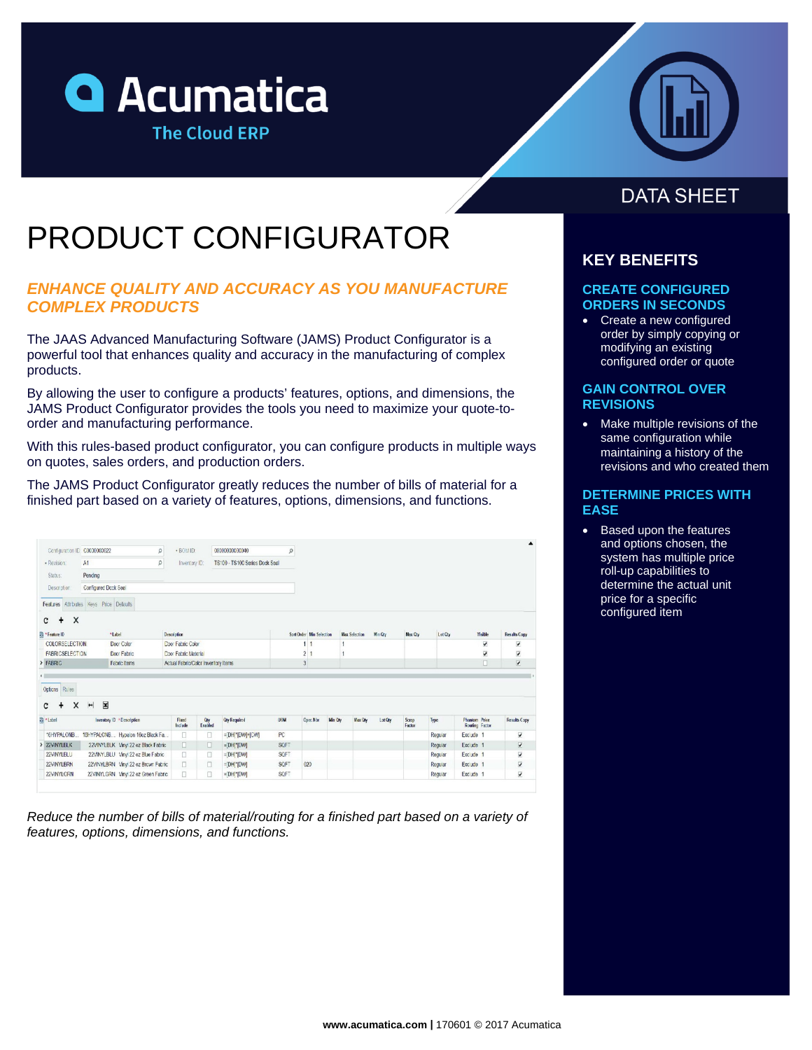# Acumatica

The Cloud ERP

DATA SHEET

# PRODUCT CONFIGURATOR

## *ENHANCE QUALITY AND ACCURACY AS YOU MANUFACTURE COMPLEX PRODUCTS*

The JAAS Advanced Manufacturing Software (JAMS) Product Configurator is a powerful tool that enhances quality and accuracy in the manufacturing of complex products.

By allowing the user to configure a products' features, options, and dimensions, the JAMS Product Configurator provides the tools you need to maximize your quote-to-order and manufacturing performance.

With this rules-based product configurator, you can configure products in multiple ways on quotes, sales orders, and production orders.

The JAMS Product Configurator greatly reduces the number of bills of material for a finished part based on a variety of features, options, dimensions, and functions.

*Reduce the number of bills of material/routing for a finished part based on a variety of features, options, dimensions, and functions.*

## KEY BENEFITS

### CREATE CONFIGURED ORDERS IN SECONDS

- Create a new configured order by simply copying or modifying an existing configured order or quote

### GAIN CONTROL OVER REVISIONS

- Make multiple revisions of the same configuration while maintaining a history of the revisions and who created them

### DETERMINE PRICES WITH EASE

- Based upon the features and options chosen, the system has multiple price roll-up capabilities to determine the actual unit price for a specific configured item

**www.acumatica.com |** 170601 © 2017 Acumatica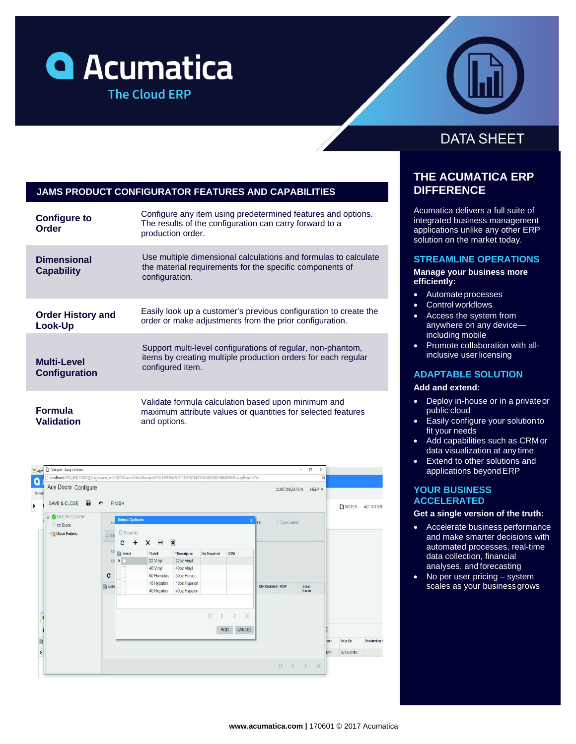# Acumatica

The Cloud ERP

DATA SHEET

## JAMS PRODUCT CONFIGURATOR FEATURES AND CAPABILITIES

| | |
|---|---|
| **Configure to Order** | Configure any item using predetermined features and options. The results of the configuration can carry forward to a production order. |
| **Dimensional Capability** | Use multiple dimensional calculations and formulas to calculate the material requirements for the specific components of configuration. |
| **Order History and Look-Up** | Easily look up a customer's previous configuration to create the order or make adjustments from the prior configuration. |
| **Multi-Level Configuration** | Support multi-level configurations of regular, non-phantom, items by creating multiple production orders for each regular configured item. |
| **Formula Validation** | Validate formula calculation based upon minimum and maximum attribute values or quantities for selected features and options. |

## THE ACUMATICA ERP DIFFERENCE

Acumatica delivers a full suite of integrated business management applications unlike any other ERP solution on the market today.

### STREAMLINE OPERATIONS

**Manage your business more efficiently:**

- Automate processes
- Control workflows
- Access the system from anywhere on any device—including mobile
- Promote collaboration with all-inclusive user licensing

### ADAPTABLE SOLUTION

**Add and extend:**

- Deploy in-house or in a private or public cloud
- Easily configure your solution to fit your needs
- Add capabilities such as CRM or data visualization at any time
- Extend to other solutions and applications beyond ERP

### YOUR BUSINESS ACCELERATED

**Get a single version of the truth:**

- Accelerate business performance and make smarter decisions with automated processes, real-time data collection, financial analyses, and forecasting
- No per user pricing – system scales as your business grows

**www.acumatica.com |** 170601 © 2017 Acumatica